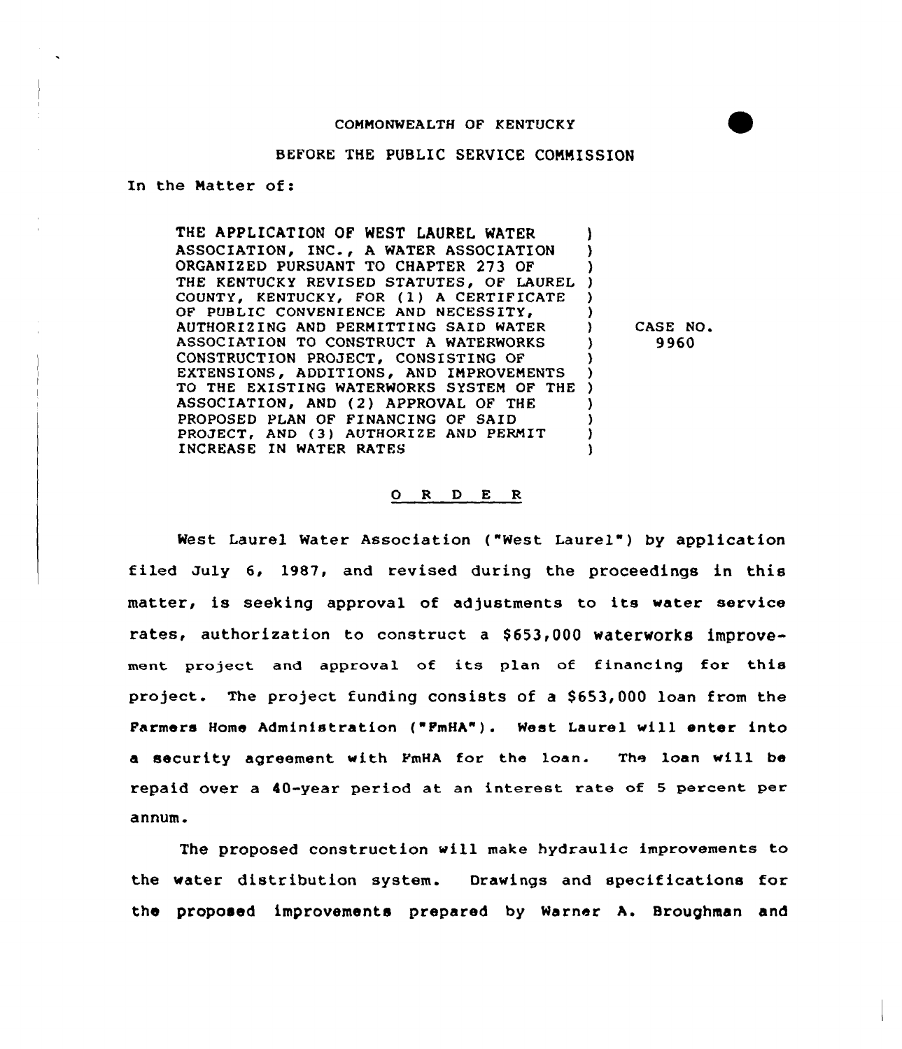COMMONWEALTH OF KENTUCKY

BEFORE THE PUBLIC SERVICE COMMISSION

In the Matter of:

| | | |
|---|---|---|
| THE APPLICATION OF WEST LAUREL WATER ASSOCIATION, INC., A WATER ASSOCIATION ORGANIZED PURSUANT TO CHAPTER 273 OF THE KENTUCKY REVISED STATUTES, OF LAUREL COUNTY, KENTUCKY, FOR (1) A CERTIFICATE OF PUBLIC CONVENIENCE AND NECESSITY, AUTHORIZING AND PERMITTING SAID WATER ASSOCIATION TO CONSTRUCT A WATERWORKS CONSTRUCTION PROJECT, CONSISTING OF EXTENSIONS, ADDITIONS, AND IMPROVEMENTS TO THE EXISTING WATERWORKS SYSTEM OF THE ASSOCIATION, AND (2) APPROVAL OF THE PROPOSED PLAN OF FINANCING OF SAID PROJECT, AND (3) AUTHORIZE AND PERMIT INCREASE IN WATER RATES | ) | CASE NO. 9960 |

## O R D E R

West Laurel Water Association ("West Laurel") by application filed July 6, 1987, and revised during the proceedings in this matter, is seeking approval of adjustments to its water service rates, authorization to construct a $653,000 waterworks improvement project and approval of its plan of financing for this project. The project funding consists of a $653,000 loan from the Farmers Home Administration ("FmHA"). West Laurel will enter into a security agreement with FmHA for the loan. The loan will be repaid over a 40-year period at an interest rate of 5 percent per annum.

The proposed construction will make hydraulic improvements to the water distribution system. Drawings and specifications for the proposed improvements prepared by Warner A. Broughman and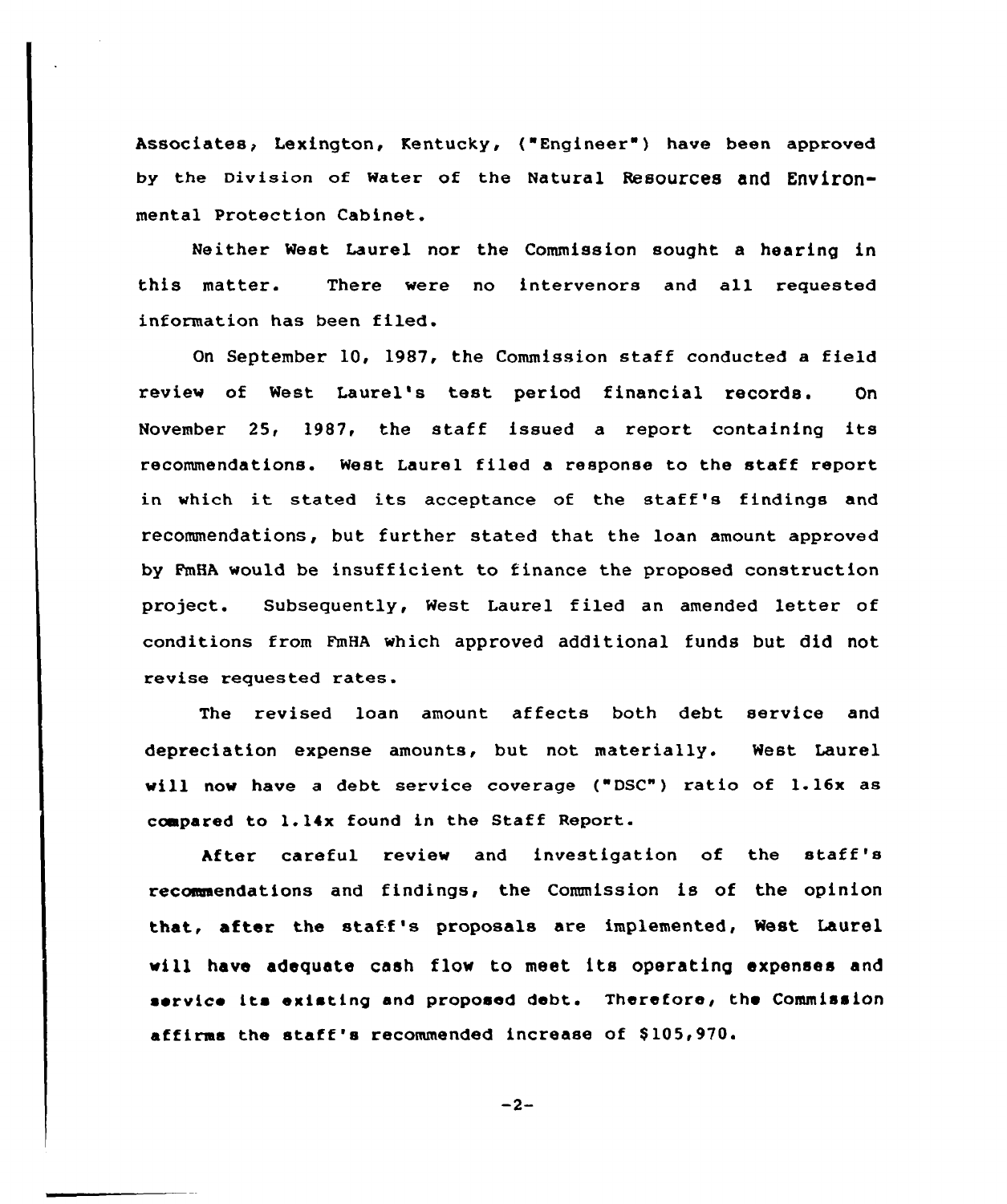Associates, Lexington, Kentucky, ("Engineer") have been approved by the Division of Water of the Natural Resources and Environmental Protection Cabinet.

Neither West Laurel nor the Commission sought a hearing in this matter. There were no intervenors and all requested information has been filed.

On September 10, 1987, the Commission staff conducted a field review of West Laurel's test period financial records. On November 25, 1987, the staff issued a report containing its recommendations. West Laurel filed a response to the staff report in which it stated its acceptance of the staff's findings and recommendations, but further stated that the loan amount approved by FmHA would be insufficient to finance the proposed construction project. Subsequently, West Laurel filed an amended letter of conditions from FmHA which approved additional funds but did not revise requested rates.

The revised loan amount affects both debt service and depreciation expense amounts, but not materially. West Laurel will now have a debt service coverage ("DSC") ratio of 1.16x as compared to 1.14x found in the Staff Report.

After careful review and investigation of the staff's recommendations and findings, the Commission is of the opinion that, after the staff's proposals are implemented, West Laurel will have adequate cash flow to meet its operating expenses and service its existing and proposed debt. Therefore, the Commission affirms the staff's recommended increase of $105,970.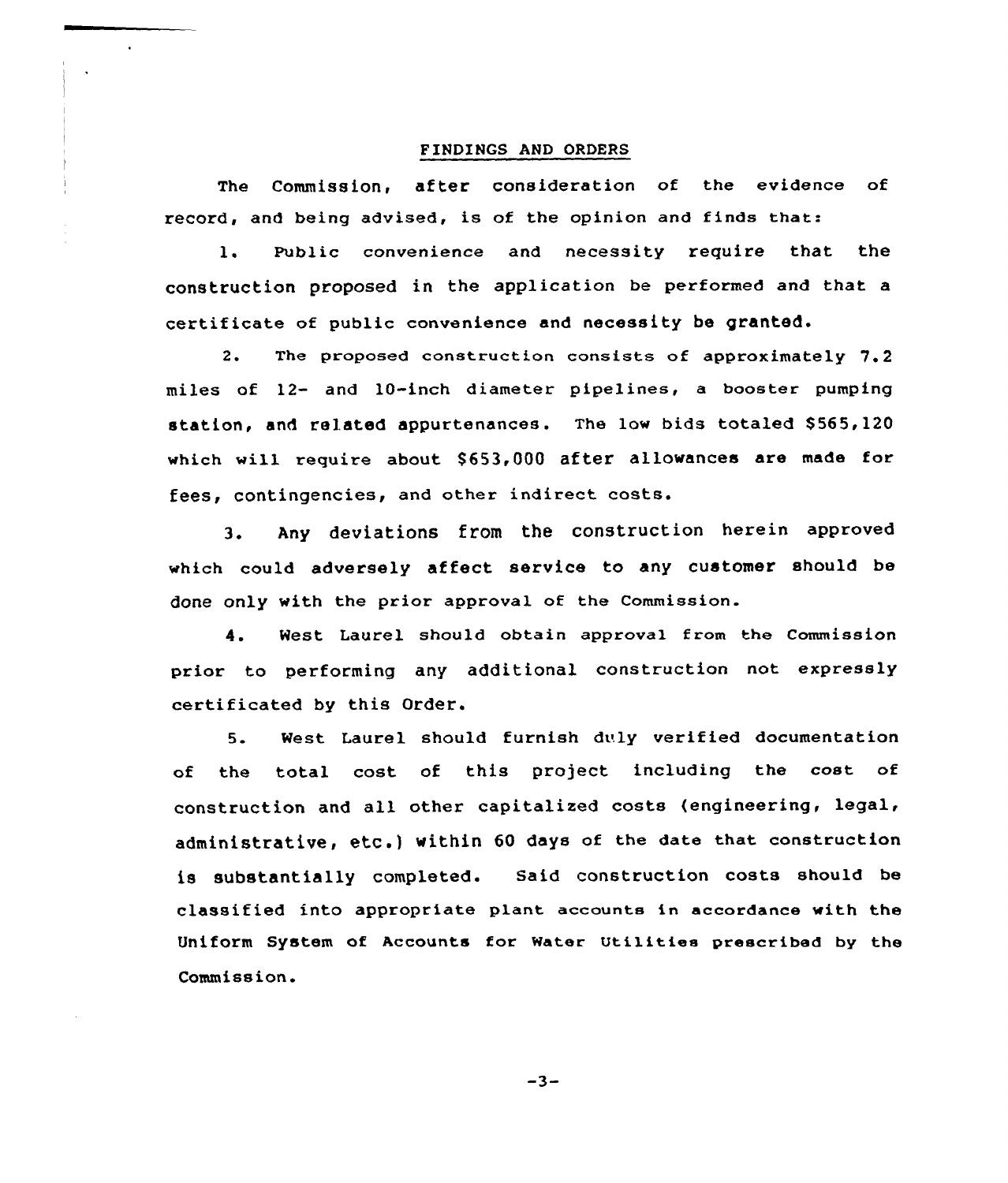## FINDINGS AND ORDERS

The Commission, after consideration of the evidence of record, and being advised, is of the opinion and finds that:

1. Public convenience and necessity require that the construction proposed in the application be performed and that a certificate of public convenience and necessity be granted.

2. The proposed construction consists of approximately 7.2 miles of 12- and 10-inch diameter pipelines, a booster pumping station, and related appurtenances. The low bids totaled $565,120 which will require about $653,000 after allowances are made for fees, contingencies, and other indirect costs.

3. Any deviations from the construction herein approved which could adversely affect service to any customer should be done only with the prior approval of the Commission.

4. West Laurel should obtain approval from the Commission prior to performing any additional construction not expressly certificated by this Order.

5. West Laurel should furnish duly verified documentation of the total cost of this project including the cost of construction and all other capitalized costs (engineering, legal, administrative, etc.) within 60 days of the date that construction is substantially completed. Said construction costs should be classified into appropriate plant accounts in accordance with the Uniform System of Accounts for Water Utilities prescribed by the Commission.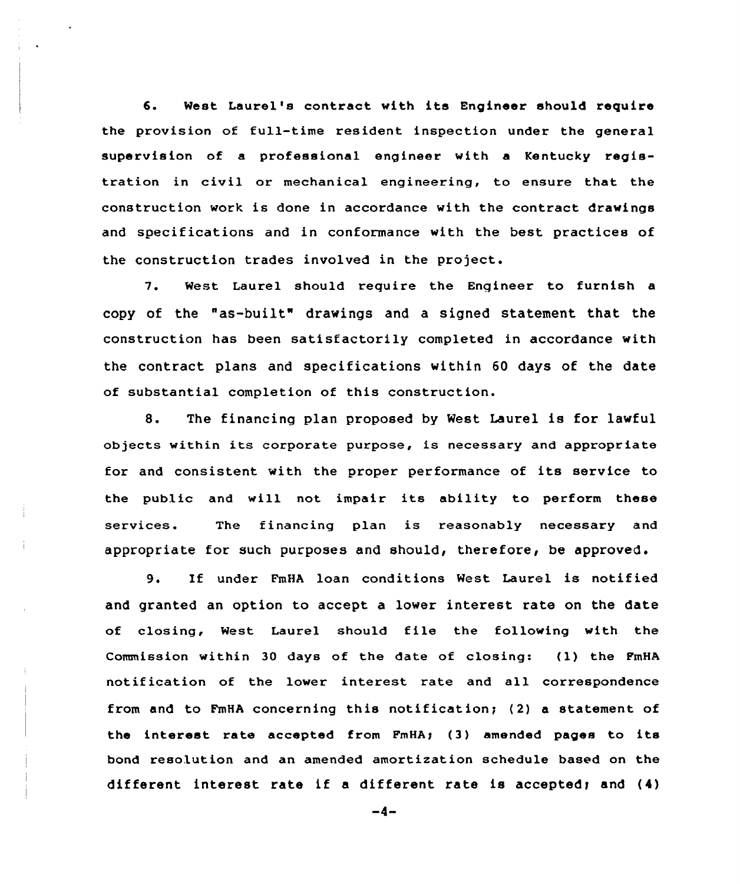6. West Laurel's contract with its Engineer should require the provision of full-time resident inspection under the general supervision of a professional engineer with a Kentucky registration in civil or mechanical engineering, to ensure that the construction work is done in accordance with the contract drawings and specifications and in conformance with the best practices of the construction trades involved in the project.

7. West Laurel should require the Engineer to furnish a copy of the "as-built" drawings and a signed statement that the construction has been satisfactorily completed in accordance with the contract plans and specifications within 60 days of the date of substantial completion of this construction.

8. The financing plan proposed by West Laurel is for lawful objects within its corporate purpose, is necessary and appropriate for and consistent with the proper performance of its service to the public and will not impair its ability to perform these services. The financing plan is reasonably necessary and appropriate for such purposes and should, therefore, be approved.

9. If under FmHA loan conditions West Laurel is notified and granted an option to accept a lower interest rate on the date of closing, West Laurel should file the following with the Commission within 30 days of the date of closing: (1) the FmHA notification of the lower interest rate and all correspondence from and to FmHA concerning this notification; (2) a statement of the interest rate accepted from FmHA; (3) amended pages to its bond resolution and an amended amortization schedule based on the different interest rate if a different rate is accepted; and (4)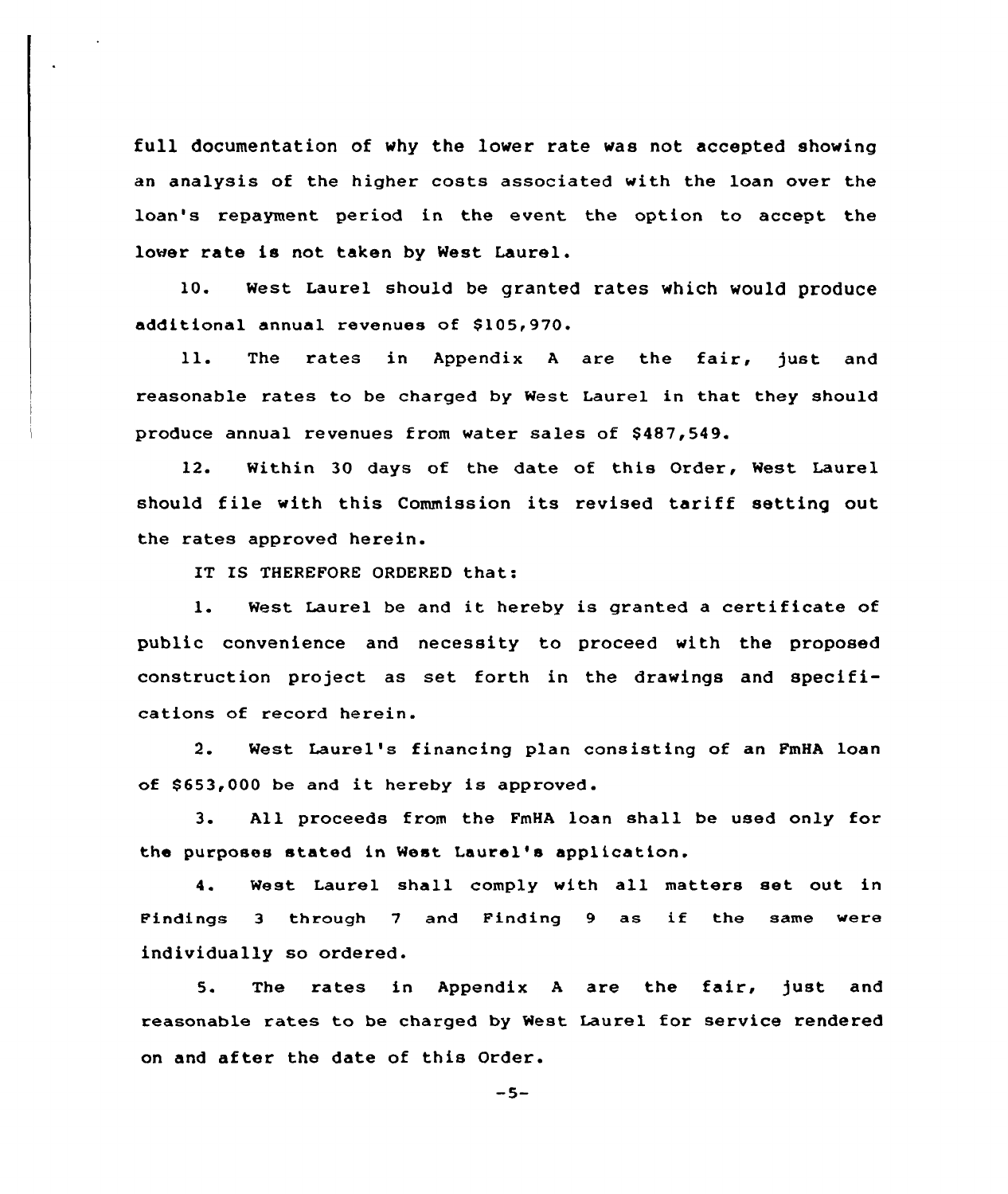full documentation of why the lower rate was not accepted showing an analysis of the higher costs associated with the loan over the loan's repayment period in the event the option to accept the lower rate is not taken by West Laurel.

10. West Laurel should be granted rates which would produce additional annual revenues of $105,970.

11. The rates in Appendix A are the fair, just and reasonable rates to be charged by West Laurel in that they should produce annual revenues from water sales of $487,549.

12. Within 30 days of the date of this Order, West Laurel should file with this Commission its revised tariff setting out the rates approved herein.

IT IS THEREFORE ORDERED that:

1. West Laurel be and it hereby is granted a certificate of public convenience and necessity to proceed with the proposed construction project as set forth in the drawings and specifications of record herein.

2. West Laurel's financing plan consisting of an FmHA loan of $653,000 be and it hereby is approved.

3. All proceeds from the FmHA loan shall be used only for the purposes stated in West Laurel's application.

4. West Laurel shall comply with all matters set out in Findings 3 through 7 and Finding 9 as if the same were individually so ordered.

5. The rates in Appendix A are the fair, just and reasonable rates to be charged by West Laurel for service rendered on and after the date of this Order.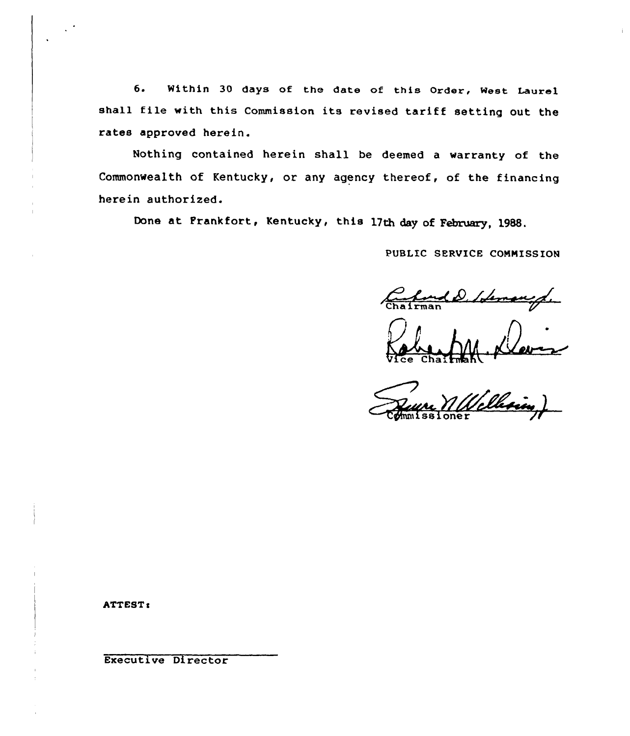6. Within 30 days of the date of this Order, West Laurel shall file with this Commission its revised tariff setting out the rates approved herein.

Nothing contained herein shall be deemed a warranty of the Commonwealth of Kentucky, or any agency thereof, of the financing herein authorized.

Done at Frankfort, Kentucky, this 17th day of February, 1988.

PUBLIC SERVICE COMMISSION

Chairman

Vice Chairman

Commissioner

ATTEST:

Executive Director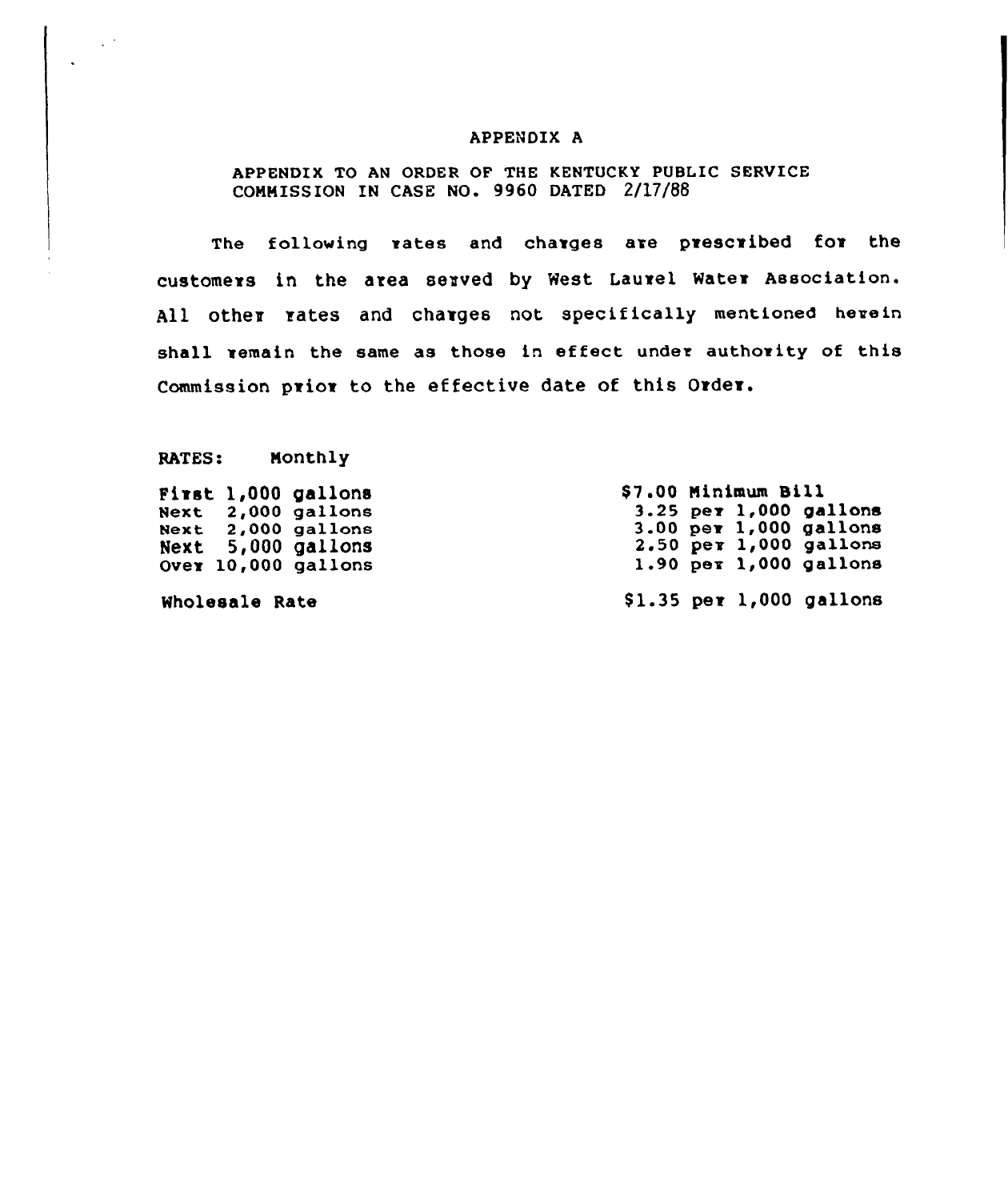# APPENDIX A

APPENDIX TO AN ORDER OF THE KENTUCKY PUBLIC SERVICE COMMISSION IN CASE NO. 9960 DATED 2/17/88

The following rates and charges are prescribed for the customers in the area served by West Laurel Water Association. All other rates and charges not specifically mentioned herein shall remain the same as those in effect under authority of this Commission prior to the effective date of this Order.

RATES: Monthly

| | |
|---|---|
| First 1,000 gallons | $7.00 Minimum Bill |
| Next 2,000 gallons | 3.25 per 1,000 gallons |
| Next 2,000 gallons | 3.00 per 1,000 gallons |
| Next 5,000 gallons | 2.50 per 1,000 gallons |
| Over 10,000 gallons | 1.90 per 1,000 gallons |
| Wholesale Rate | $1.35 per 1,000 gallons |